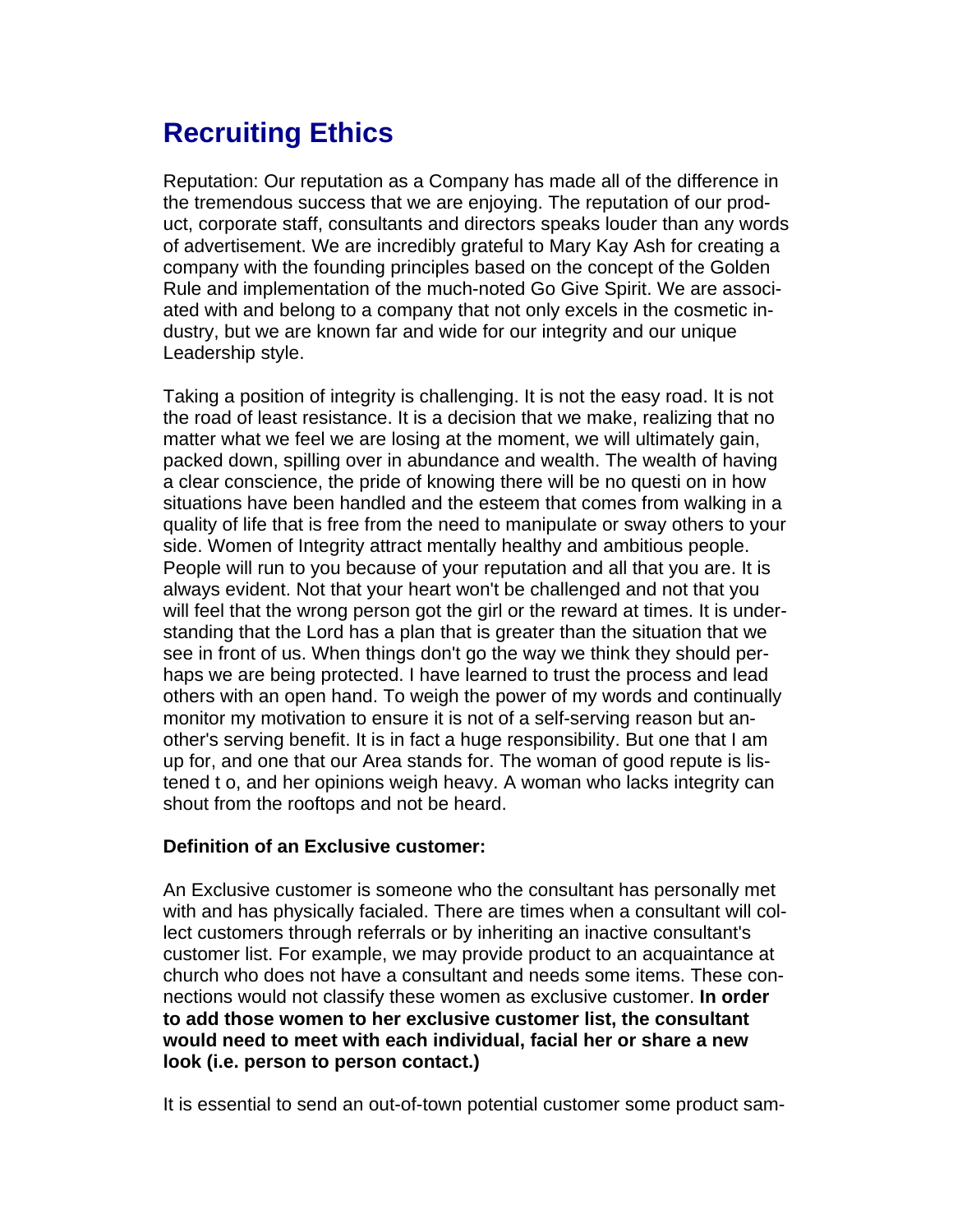# Recruiting Ethics

Reputation: Our reputation as a Company has made all of the difference in the tremendous success that we are enjoying. The reputation of our product, corporate staff, consultants and directors speaks louder than any words of advertisement. We are incredibly grateful to Mary Kay Ash for creating a company with the founding principles based on the concept of the Golden Rule and implementation of the much-noted Go Give Spirit. We are associated with and belong to a company that not only excels in the cosmetic industry, but we are known far and wide for our integrity and our unique Leadership style.

Taking a position of integrity is challenging. It is not the easy road. It is not the road of least resistance. It is a decision that we make, realizing that no matter what we feel we are losing at the moment, we will ultimately gain, packed down, spilling over in abundance and wealth. The wealth of having a clear conscience, the pride of knowing there will be no questi on in how situations have been handled and the esteem that comes from walking in a quality of life that is free from the need to manipulate or sway others to your side. Women of Integrity attract mentally healthy and ambitious people. People will run to you because of your reputation and all that you are. It is always evident. Not that your heart won't be challenged and not that you will feel that the wrong person got the girl or the reward at times. It is understanding that the Lord has a plan that is greater than the situation that we see in front of us. When things don't go the way we think they should perhaps we are being protected. I have learned to trust the process and lead others with an open hand. To weigh the power of my words and continually monitor my motivation to ensure it is not of a self-serving reason but another's serving benefit. It is in fact a huge responsibility. But one that I am up for, and one that our Area stands for. The woman of good repute is listened t o, and her opinions weigh heavy. A woman who lacks integrity can shout from the rooftops and not be heard.

**Definition of an Exclusive customer:**

An Exclusive customer is someone who the consultant has personally met with and has physically facialed. There are times when a consultant will collect customers through referrals or by inheriting an inactive consultant's customer list. For example, we may provide product to an acquaintance at church who does not have a consultant and needs some items. These connections would not classify these women as exclusive customer. **In order to add those women to her exclusive customer list, the consultant would need to meet with each individual, facial her or share a new look (i.e. person to person contact.)**

It is essential to send an out-of-town potential customer some product sam-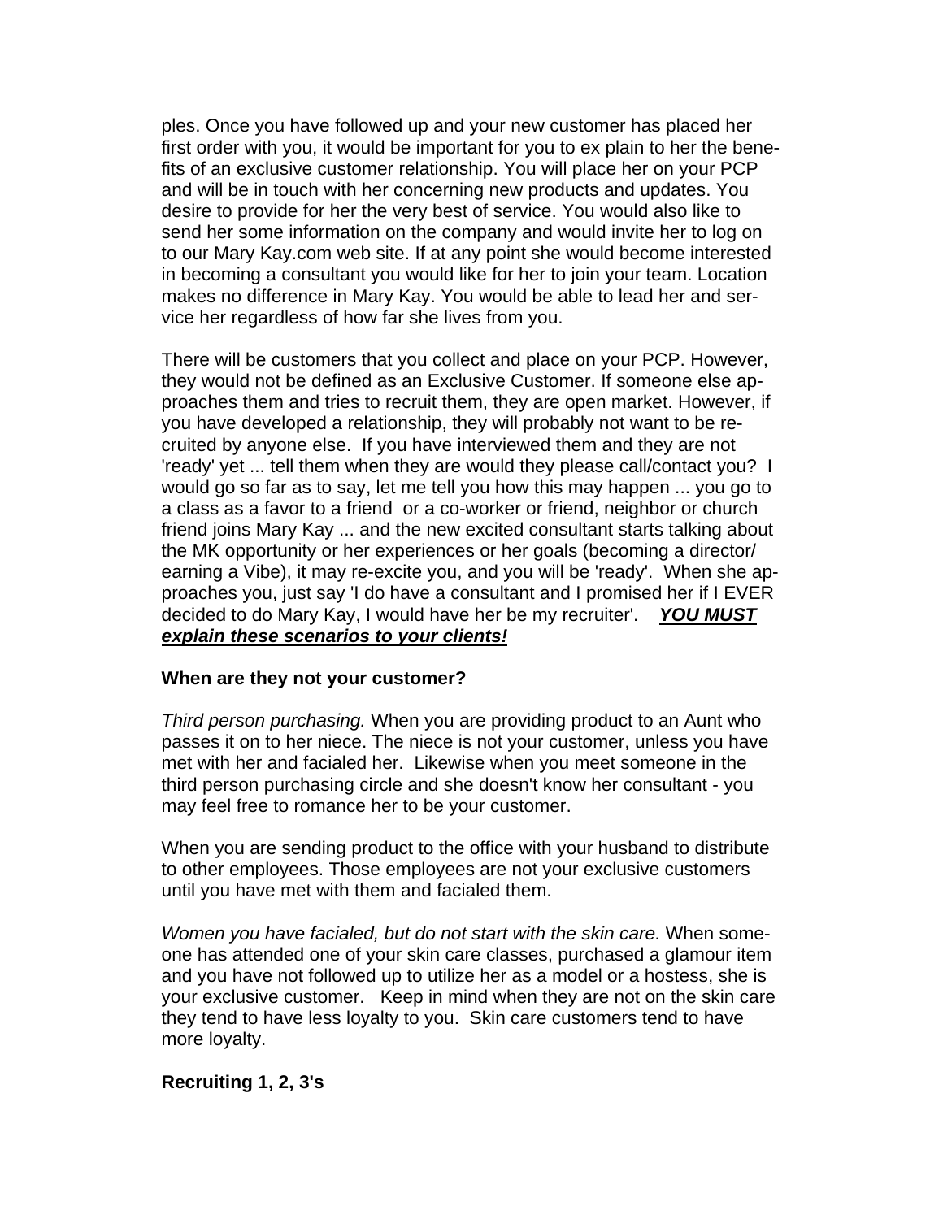ples. Once you have followed up and your new customer has placed her first order with you, it would be important for you to ex plain to her the benefits of an exclusive customer relationship. You will place her on your PCP and will be in touch with her concerning new products and updates. You desire to provide for her the very best of service. You would also like to send her some information on the company and would invite her to log on to our Mary Kay.com web site. If at any point she would become interested in becoming a consultant you would like for her to join your team. Location makes no difference in Mary Kay. You would be able to lead her and service her regardless of how far she lives from you.

There will be customers that you collect and place on your PCP. However, they would not be defined as an Exclusive Customer. If someone else approaches them and tries to recruit them, they are open market. However, if you have developed a relationship, they will probably not want to be recruited by anyone else. If you have interviewed them and they are not 'ready' yet ... tell them when they are would they please call/contact you? I would go so far as to say, let me tell you how this may happen ... you go to a class as a favor to a friend or a co-worker or friend, neighbor or church friend joins Mary Kay ... and the new excited consultant starts talking about the MK opportunity or her experiences or her goals (becoming a director/ earning a Vibe), it may re-excite you, and you will be 'ready'. When she approaches you, just say 'I do have a consultant and I promised her if I EVER decided to do Mary Kay, I would have her be my recruiter'. ***<u>YOU MUST explain these scenarios to your clients!</u>***

**When are they not your customer?**

*Third person purchasing.* When you are providing product to an Aunt who passes it on to her niece. The niece is not your customer, unless you have met with her and facialed her. Likewise when you meet someone in the third person purchasing circle and she doesn't know her consultant - you may feel free to romance her to be your customer.

When you are sending product to the office with your husband to distribute to other employees. Those employees are not your exclusive customers until you have met with them and facialed them.

*Women you have facialed, but do not start with the skin care.* When someone has attended one of your skin care classes, purchased a glamour item and you have not followed up to utilize her as a model or a hostess, she is your exclusive customer. Keep in mind when they are not on the skin care they tend to have less loyalty to you. Skin care customers tend to have more loyalty.

**Recruiting 1, 2, 3's**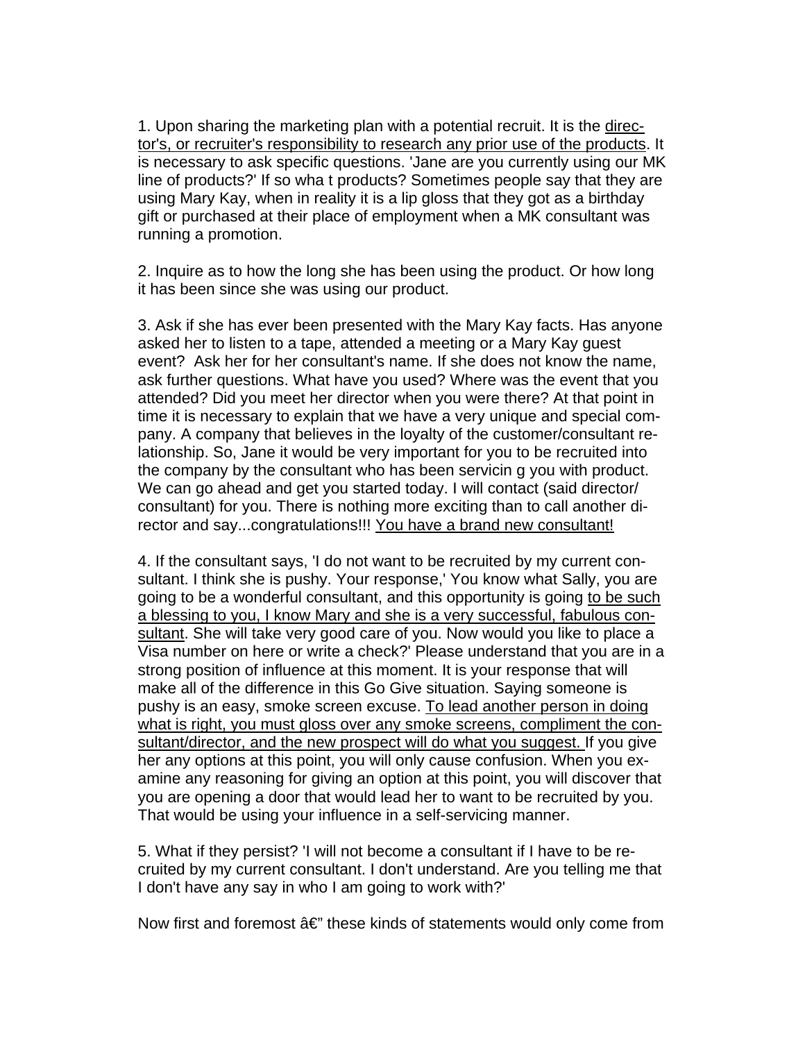1. Upon sharing the marketing plan with a potential recruit. It is the <u>director's, or recruiter's responsibility to research any prior use of the products</u>. It is necessary to ask specific questions. 'Jane are you currently using our MK line of products?' If so wha t products? Sometimes people say that they are using Mary Kay, when in reality it is a lip gloss that they got as a birthday gift or purchased at their place of employment when a MK consultant was running a promotion.

2. Inquire as to how the long she has been using the product. Or how long it has been since she was using our product.

3. Ask if she has ever been presented with the Mary Kay facts. Has anyone asked her to listen to a tape, attended a meeting or a Mary Kay guest event? Ask her for her consultant's name. If she does not know the name, ask further questions. What have you used? Where was the event that you attended? Did you meet her director when you were there? At that point in time it is necessary to explain that we have a very unique and special company. A company that believes in the loyalty of the customer/consultant relationship. So, Jane it would be very important for you to be recruited into the company by the consultant who has been servicin g you with product. We can go ahead and get you started today. I will contact (said director/ consultant) for you. There is nothing more exciting than to call another director and say...congratulations!!! <u>You have a brand new consultant!</u>

4. If the consultant says, 'I do not want to be recruited by my current consultant. I think she is pushy. Your response,' You know what Sally, you are going to be a wonderful consultant, and this opportunity is going <u>to be such a blessing to you, I know Mary and she is a very successful, fabulous consultant</u>. She will take very good care of you. Now would you like to place a Visa number on here or write a check?' Please understand that you are in a strong position of influence at this moment. It is your response that will make all of the difference in this Go Give situation. Saying someone is pushy is an easy, smoke screen excuse. <u>To lead another person in doing what is right, you must gloss over any smoke screens, compliment the consultant/director, and the new prospect will do what you suggest.</u> If you give her any options at this point, you will only cause confusion. When you examine any reasoning for giving an option at this point, you will discover that you are opening a door that would lead her to want to be recruited by you. That would be using your influence in a self-servicing manner.

5. What if they persist? 'I will not become a consultant if I have to be recruited by my current consultant. I don't understand. Are you telling me that I don't have any say in who I am going to work with?'

Now first and foremost â€" these kinds of statements would only come from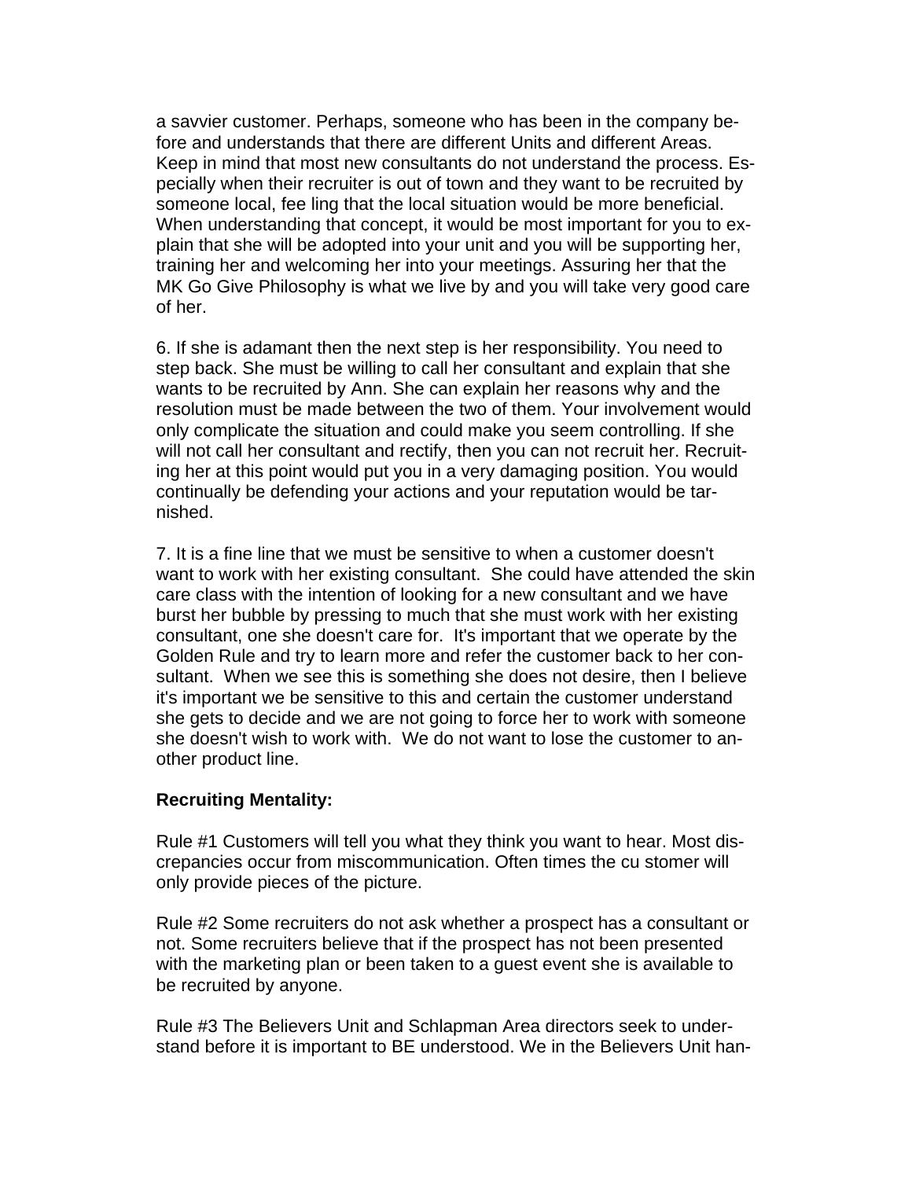a savvier customer. Perhaps, someone who has been in the company before and understands that there are different Units and different Areas. Keep in mind that most new consultants do not understand the process. Especially when their recruiter is out of town and they want to be recruited by someone local, fee ling that the local situation would be more beneficial. When understanding that concept, it would be most important for you to explain that she will be adopted into your unit and you will be supporting her, training her and welcoming her into your meetings. Assuring her that the MK Go Give Philosophy is what we live by and you will take very good care of her.

6. If she is adamant then the next step is her responsibility. You need to step back. She must be willing to call her consultant and explain that she wants to be recruited by Ann. She can explain her reasons why and the resolution must be made between the two of them. Your involvement would only complicate the situation and could make you seem controlling. If she will not call her consultant and rectify, then you can not recruit her. Recruiting her at this point would put you in a very damaging position. You would continually be defending your actions and your reputation would be tarnished.

7. It is a fine line that we must be sensitive to when a customer doesn't want to work with her existing consultant. She could have attended the skin care class with the intention of looking for a new consultant and we have burst her bubble by pressing to much that she must work with her existing consultant, one she doesn't care for. It's important that we operate by the Golden Rule and try to learn more and refer the customer back to her consultant. When we see this is something she does not desire, then I believe it's important we be sensitive to this and certain the customer understand she gets to decide and we are not going to force her to work with someone she doesn't wish to work with. We do not want to lose the customer to another product line.

**Recruiting Mentality:**

Rule #1 Customers will tell you what they think you want to hear. Most discrepancies occur from miscommunication. Often times the cu stomer will only provide pieces of the picture.

Rule #2 Some recruiters do not ask whether a prospect has a consultant or not. Some recruiters believe that if the prospect has not been presented with the marketing plan or been taken to a guest event she is available to be recruited by anyone.

Rule #3 The Believers Unit and Schlapman Area directors seek to understand before it is important to BE understood. We in the Believers Unit han-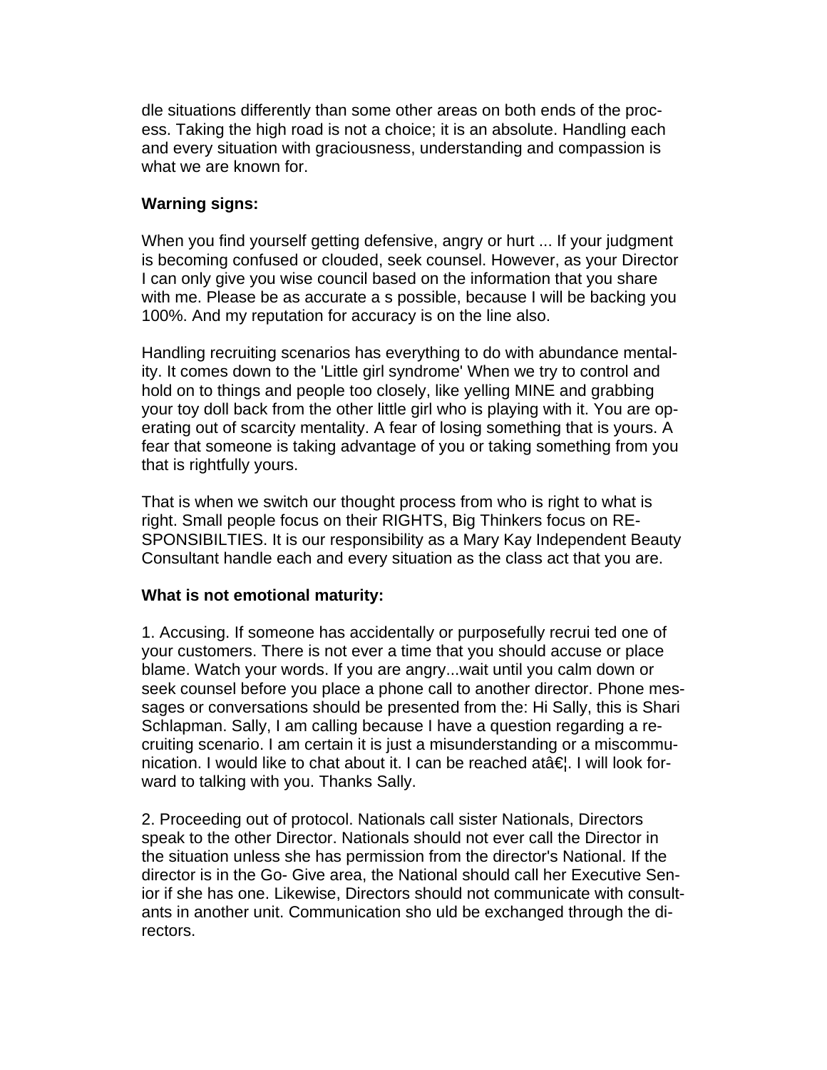dle situations differently than some other areas on both ends of the process. Taking the high road is not a choice; it is an absolute. Handling each and every situation with graciousness, understanding and compassion is what we are known for.

**Warning signs:**

When you find yourself getting defensive, angry or hurt ... If your judgment is becoming confused or clouded, seek counsel. However, as your Director I can only give you wise council based on the information that you share with me. Please be as accurate a s possible, because I will be backing you 100%. And my reputation for accuracy is on the line also.

Handling recruiting scenarios has everything to do with abundance mentality. It comes down to the 'Little girl syndrome' When we try to control and hold on to things and people too closely, like yelling MINE and grabbing your toy doll back from the other little girl who is playing with it. You are operating out of scarcity mentality. A fear of losing something that is yours. A fear that someone is taking advantage of you or taking something from you that is rightfully yours.

That is when we switch our thought process from who is right to what is right. Small people focus on their RIGHTS, Big Thinkers focus on RESPONSIBILTIES. It is our responsibility as a Mary Kay Independent Beauty Consultant handle each and every situation as the class act that you are.

**What is not emotional maturity:**

1. Accusing. If someone has accidentally or purposefully recrui ted one of your customers. There is not ever a time that you should accuse or place blame. Watch your words. If you are angry...wait until you calm down or seek counsel before you place a phone call to another director. Phone messages or conversations should be presented from the: Hi Sally, this is Shari Schlapman. Sally, I am calling because I have a question regarding a recruiting scenario. I am certain it is just a misunderstanding or a miscommunication. I would like to chat about it. I can be reached atâ€¦. I will look forward to talking with you. Thanks Sally.

2. Proceeding out of protocol. Nationals call sister Nationals, Directors speak to the other Director. Nationals should not ever call the Director in the situation unless she has permission from the director's National. If the director is in the Go- Give area, the National should call her Executive Senior if she has one. Likewise, Directors should not communicate with consultants in another unit. Communication sho uld be exchanged through the directors.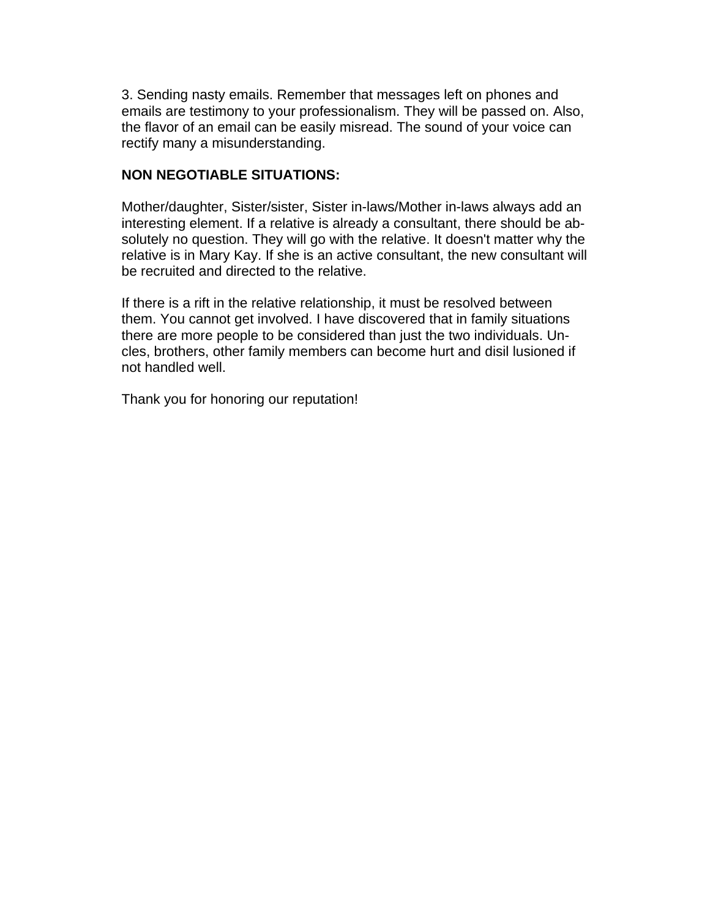3. Sending nasty emails. Remember that messages left on phones and emails are testimony to your professionalism. They will be passed on. Also, the flavor of an email can be easily misread. The sound of your voice can rectify many a misunderstanding.

**NON NEGOTIABLE SITUATIONS:**

Mother/daughter, Sister/sister, Sister in-laws/Mother in-laws always add an interesting element. If a relative is already a consultant, there should be absolutely no question. They will go with the relative. It doesn't matter why the relative is in Mary Kay. If she is an active consultant, the new consultant will be recruited and directed to the relative.

If there is a rift in the relative relationship, it must be resolved between them. You cannot get involved. I have discovered that in family situations there are more people to be considered than just the two individuals. Uncles, brothers, other family members can become hurt and disillusioned if not handled well.

Thank you for honoring our reputation!